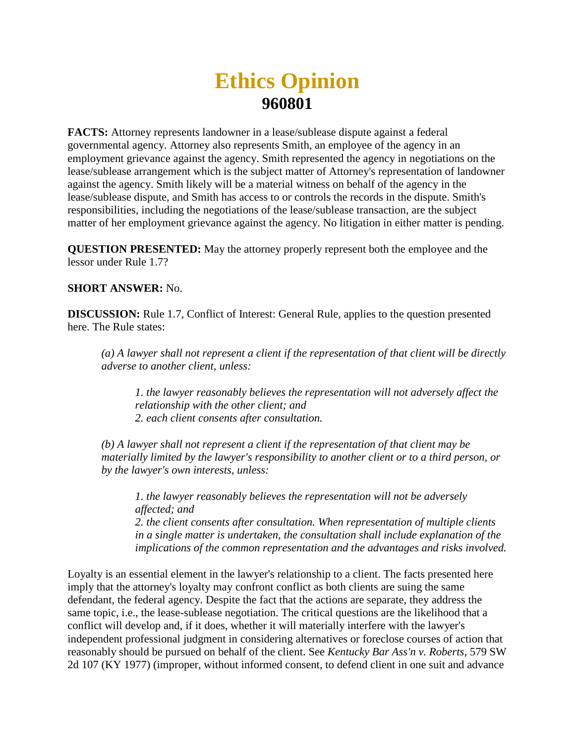# Ethics Opinion
## 960801

**FACTS:** Attorney represents landowner in a lease/sublease dispute against a federal governmental agency. Attorney also represents Smith, an employee of the agency in an employment grievance against the agency. Smith represented the agency in negotiations on the lease/sublease arrangement which is the subject matter of Attorney's representation of landowner against the agency. Smith likely will be a material witness on behalf of the agency in the lease/sublease dispute, and Smith has access to or controls the records in the dispute. Smith's responsibilities, including the negotiations of the lease/sublease transaction, are the subject matter of her employment grievance against the agency. No litigation in either matter is pending.

**QUESTION PRESENTED:** May the attorney properly represent both the employee and the lessor under Rule 1.7?

**SHORT ANSWER:** No.

**DISCUSSION:** Rule 1.7, Conflict of Interest: General Rule, applies to the question presented here. The Rule states:

> *(a) A lawyer shall not represent a client if the representation of that client will be directly adverse to another client, unless:*
>
> > *1. the lawyer reasonably believes the representation will not adversely affect the relationship with the other client; and*
> > *2. each client consents after consultation.*
>
> *(b) A lawyer shall not represent a client if the representation of that client may be materially limited by the lawyer's responsibility to another client or to a third person, or by the lawyer's own interests, unless:*
>
> > *1. the lawyer reasonably believes the representation will not be adversely affected; and*
> > *2. the client consents after consultation. When representation of multiple clients in a single matter is undertaken, the consultation shall include explanation of the implications of the common representation and the advantages and risks involved.*

Loyalty is an essential element in the lawyer's relationship to a client. The facts presented here imply that the attorney's loyalty may confront conflict as both clients are suing the same defendant, the federal agency. Despite the fact that the actions are separate, they address the same topic, i.e., the lease-sublease negotiation. The critical questions are the likelihood that a conflict will develop and, if it does, whether it will materially interfere with the lawyer's independent professional judgment in considering alternatives or foreclose courses of action that reasonably should be pursued on behalf of the client. See *Kentucky Bar Ass'n v. Roberts*, 579 SW 2d 107 (KY 1977) (improper, without informed consent, to defend client in one suit and advance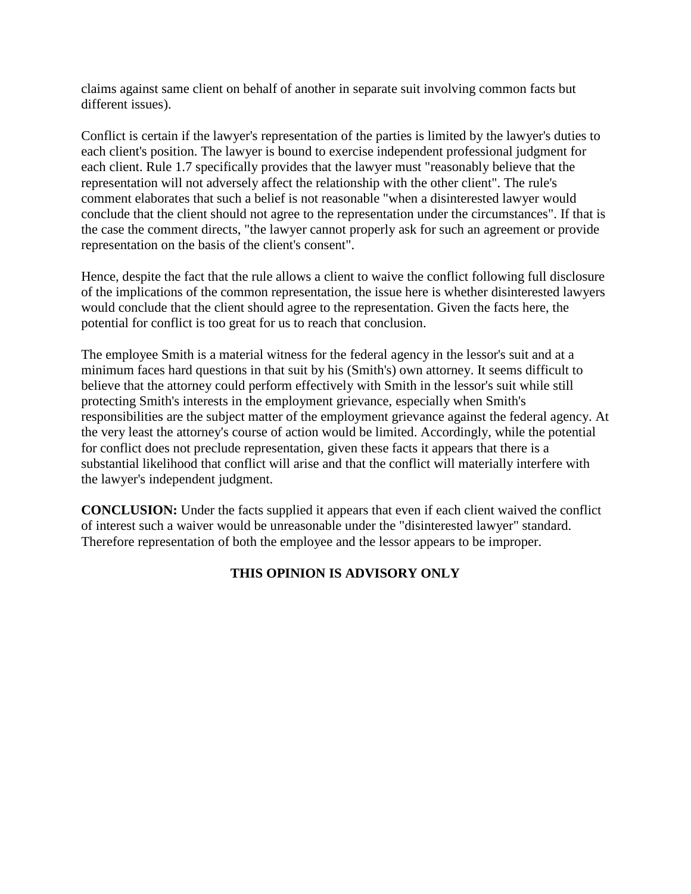claims against same client on behalf of another in separate suit involving common facts but different issues).

Conflict is certain if the lawyer's representation of the parties is limited by the lawyer's duties to each client's position. The lawyer is bound to exercise independent professional judgment for each client. Rule 1.7 specifically provides that the lawyer must "reasonably believe that the representation will not adversely affect the relationship with the other client". The rule's comment elaborates that such a belief is not reasonable "when a disinterested lawyer would conclude that the client should not agree to the representation under the circumstances". If that is the case the comment directs, "the lawyer cannot properly ask for such an agreement or provide representation on the basis of the client's consent".

Hence, despite the fact that the rule allows a client to waive the conflict following full disclosure of the implications of the common representation, the issue here is whether disinterested lawyers would conclude that the client should agree to the representation. Given the facts here, the potential for conflict is too great for us to reach that conclusion.

The employee Smith is a material witness for the federal agency in the lessor's suit and at a minimum faces hard questions in that suit by his (Smith's) own attorney. It seems difficult to believe that the attorney could perform effectively with Smith in the lessor's suit while still protecting Smith's interests in the employment grievance, especially when Smith's responsibilities are the subject matter of the employment grievance against the federal agency. At the very least the attorney's course of action would be limited. Accordingly, while the potential for conflict does not preclude representation, given these facts it appears that there is a substantial likelihood that conflict will arise and that the conflict will materially interfere with the lawyer's independent judgment.

**CONCLUSION:** Under the facts supplied it appears that even if each client waived the conflict of interest such a waiver would be unreasonable under the "disinterested lawyer" standard. Therefore representation of both the employee and the lessor appears to be improper.

**THIS OPINION IS ADVISORY ONLY**